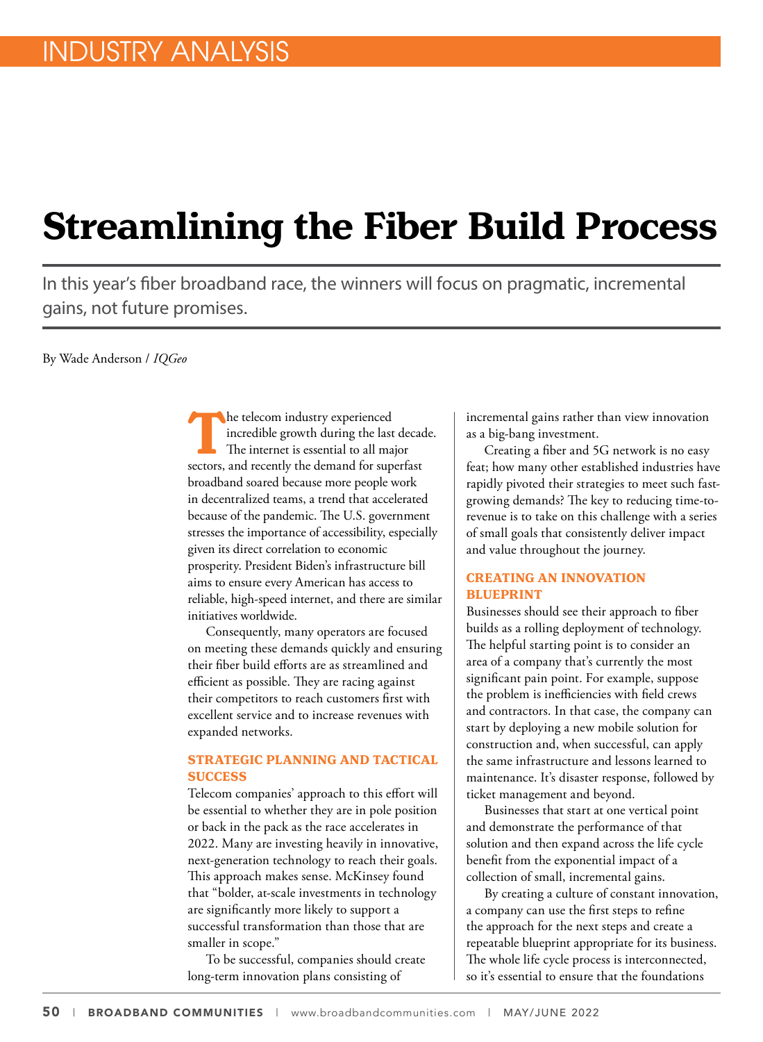INDUSTRY ANALYSIS

# Streamlining the Fiber Build Process

In this year's fiber broadband race, the winners will focus on pragmatic, incremental gains, not future promises.

By Wade Anderson / *IQGeo*

The telecom industry experienced incredible growth during the last decade. The internet is essential to all major sectors, and recently the demand for superfast broadband soared because more people work in decentralized teams, a trend that accelerated because of the pandemic. The U.S. government stresses the importance of accessibility, especially given its direct correlation to economic prosperity. President Biden's infrastructure bill aims to ensure every American has access to reliable, high-speed internet, and there are similar initiatives worldwide.

Consequently, many operators are focused on meeting these demands quickly and ensuring their fiber build efforts are as streamlined and efficient as possible. They are racing against their competitors to reach customers first with excellent service and to increase revenues with expanded networks.

## STRATEGIC PLANNING AND TACTICAL SUCCESS

Telecom companies' approach to this effort will be essential to whether they are in pole position or back in the pack as the race accelerates in 2022. Many are investing heavily in innovative, next-generation technology to reach their goals. This approach makes sense. McKinsey found that "bolder, at-scale investments in technology are significantly more likely to support a successful transformation than those that are smaller in scope."

To be successful, companies should create long-term innovation plans consisting of incremental gains rather than view innovation as a big-bang investment.

Creating a fiber and 5G network is no easy feat; how many other established industries have rapidly pivoted their strategies to meet such fast-growing demands? The key to reducing time-to-revenue is to take on this challenge with a series of small goals that consistently deliver impact and value throughout the journey.

## CREATING AN INNOVATION BLUEPRINT

Businesses should see their approach to fiber builds as a rolling deployment of technology. The helpful starting point is to consider an area of a company that's currently the most significant pain point. For example, suppose the problem is inefficiencies with field crews and contractors. In that case, the company can start by deploying a new mobile solution for construction and, when successful, can apply the same infrastructure and lessons learned to maintenance. It's disaster response, followed by ticket management and beyond.

Businesses that start at one vertical point and demonstrate the performance of that solution and then expand across the life cycle benefit from the exponential impact of a collection of small, incremental gains.

By creating a culture of constant innovation, a company can use the first steps to refine the approach for the next steps and create a repeatable blueprint appropriate for its business. The whole life cycle process is interconnected, so it's essential to ensure that the foundations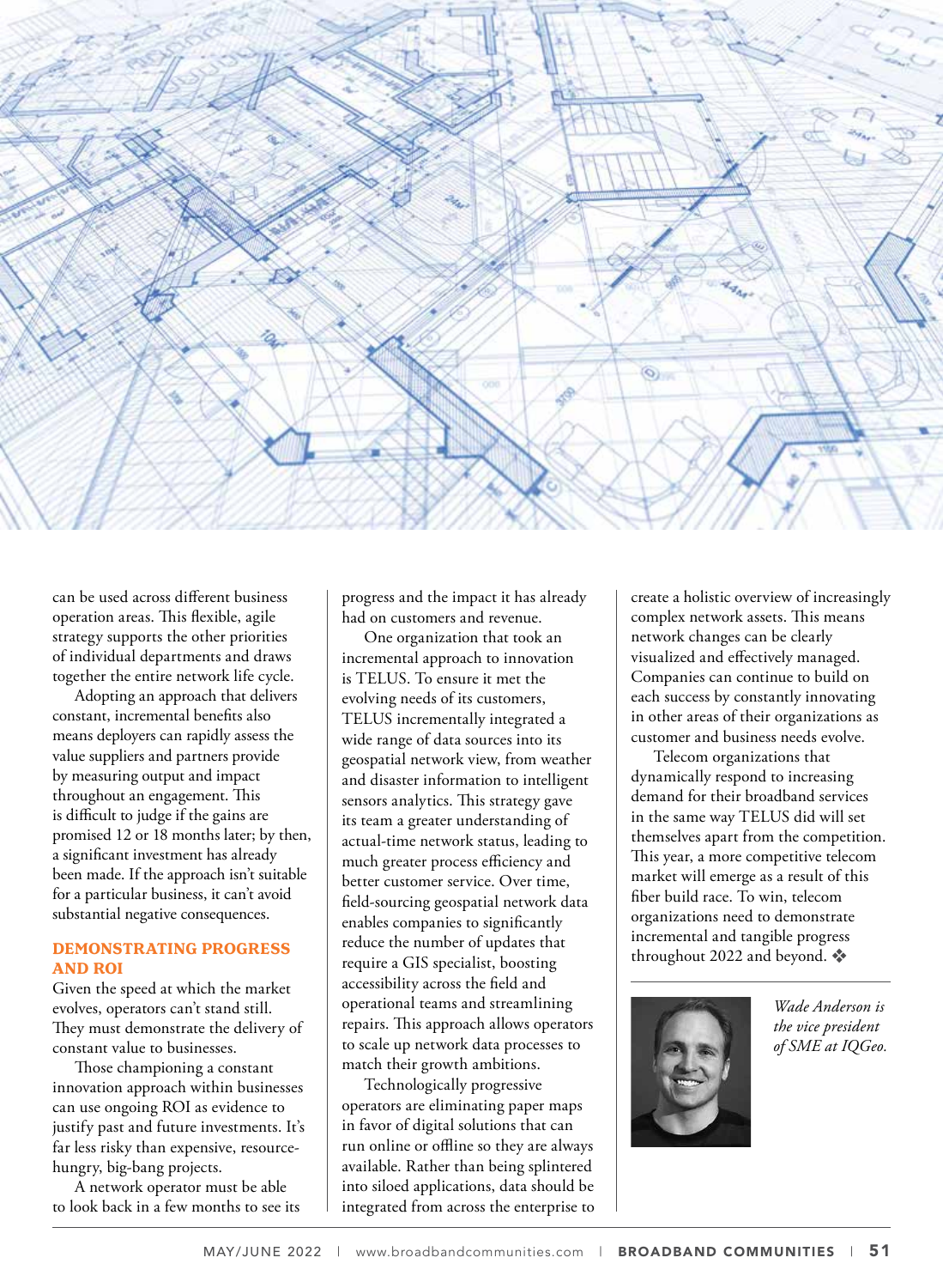can be used across different business operation areas. This flexible, agile strategy supports the other priorities of individual departments and draws together the entire network life cycle.

Adopting an approach that delivers constant, incremental benefits also means deployers can rapidly assess the value suppliers and partners provide by measuring output and impact throughout an engagement. This is difficult to judge if the gains are promised 12 or 18 months later; by then, a significant investment has already been made. If the approach isn't suitable for a particular business, it can't avoid substantial negative consequences.

## DEMONSTRATING PROGRESS AND ROI

Given the speed at which the market evolves, operators can't stand still. They must demonstrate the delivery of constant value to businesses.

Those championing a constant innovation approach within businesses can use ongoing ROI as evidence to justify past and future investments. It's far less risky than expensive, resource-hungry, big-bang projects.

A network operator must be able to look back in a few months to see its progress and the impact it has already had on customers and revenue.

One organization that took an incremental approach to innovation is TELUS. To ensure it met the evolving needs of its customers, TELUS incrementally integrated a wide range of data sources into its geospatial network view, from weather and disaster information to intelligent sensors analytics. This strategy gave its team a greater understanding of actual-time network status, leading to much greater process efficiency and better customer service. Over time, field-sourcing geospatial network data enables companies to significantly reduce the number of updates that require a GIS specialist, boosting accessibility across the field and operational teams and streamlining repairs. This approach allows operators to scale up network data processes to match their growth ambitions.

Technologically progressive operators are eliminating paper maps in favor of digital solutions that can run online or offline so they are always available. Rather than being splintered into siloed applications, data should be integrated from across the enterprise to create a holistic overview of increasingly complex network assets. This means network changes can be clearly visualized and effectively managed. Companies can continue to build on each success by constantly innovating in other areas of their organizations as customer and business needs evolve.

Telecom organizations that dynamically respond to increasing demand for their broadband services in the same way TELUS did will set themselves apart from the competition. This year, a more competitive telecom market will emerge as a result of this fiber build race. To win, telecom organizations need to demonstrate incremental and tangible progress throughout 2022 and beyond. ❖

*Wade Anderson is the vice president of SME at IQGeo.*